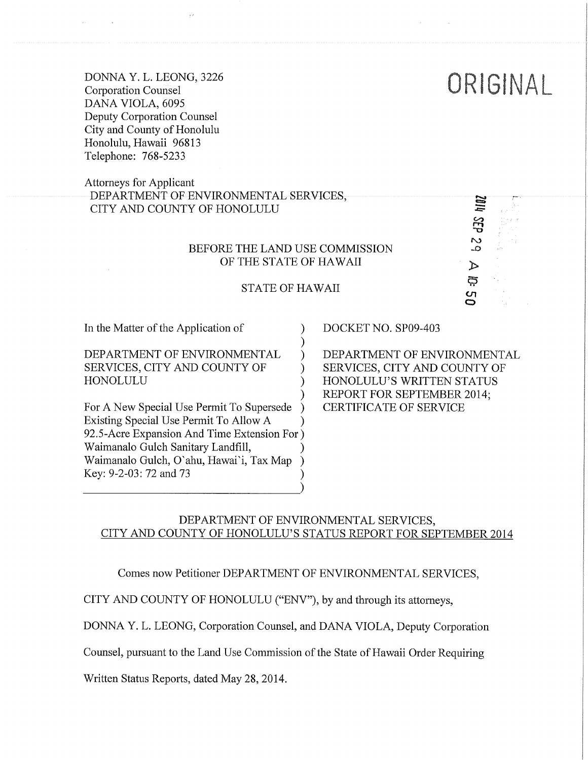DONNA Y. L. LEONG, 3226
Corporation Counsel
DANA VIOLA, 6095
Deputy Corporation Counsel
City and County of Honolulu
Honolulu, Hawaii 96813
Telephone: 768-5233

**ORIGINAL**

Attorneys for Applicant
DEPARTMENT OF ENVIRONMENTAL SERVICES,
CITY AND COUNTY OF HONOLULU

2014 SEP 29 A 10:50

BEFORE THE LAND USE COMMISSION
OF THE STATE OF HAWAII

STATE OF HAWAII

| | |
|---|---|
| In the Matter of the Application of<br><br>DEPARTMENT OF ENVIRONMENTAL SERVICES, CITY AND COUNTY OF HONOLULU<br><br>For A New Special Use Permit To Supersede Existing Special Use Permit To Allow A 92.5-Acre Expansion And Time Extension For Waimanalo Gulch Sanitary Landfill, Waimanalo Gulch, O`ahu, Hawai`i, Tax Map Key: 9-2-03: 72 and 73 | DOCKET NO. SP09-403<br><br>DEPARTMENT OF ENVIRONMENTAL SERVICES, CITY AND COUNTY OF HONOLULU'S WRITTEN STATUS REPORT FOR SEPTEMBER 2014; CERTIFICATE OF SERVICE |

## DEPARTMENT OF ENVIRONMENTAL SERVICES, CITY AND COUNTY OF HONOLULU'S STATUS REPORT FOR SEPTEMBER 2014

Comes now Petitioner DEPARTMENT OF ENVIRONMENTAL SERVICES, CITY AND COUNTY OF HONOLULU ("ENV"), by and through its attorneys, DONNA Y. L. LEONG, Corporation Counsel, and DANA VIOLA, Deputy Corporation Counsel, pursuant to the Land Use Commission of the State of Hawaii Order Requiring Written Status Reports, dated May 28, 2014.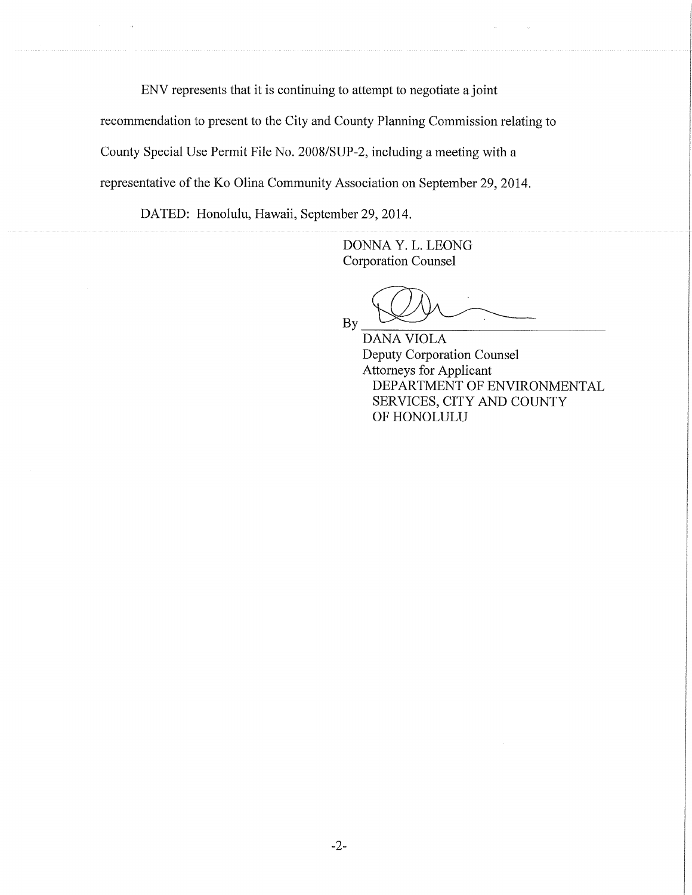ENV represents that it is continuing to attempt to negotiate a joint recommendation to present to the City and County Planning Commission relating to County Special Use Permit File No. 2008/SUP-2, including a meeting with a representative of the Ko Olina Community Association on September 29, 2014.

DATED: Honolulu, Hawaii, September 29, 2014.

DONNA Y. L. LEONG
Corporation Counsel

By ______________________________
DANA VIOLA
Deputy Corporation Counsel
Attorneys for Applicant
DEPARTMENT OF ENVIRONMENTAL SERVICES, CITY AND COUNTY OF HONOLULU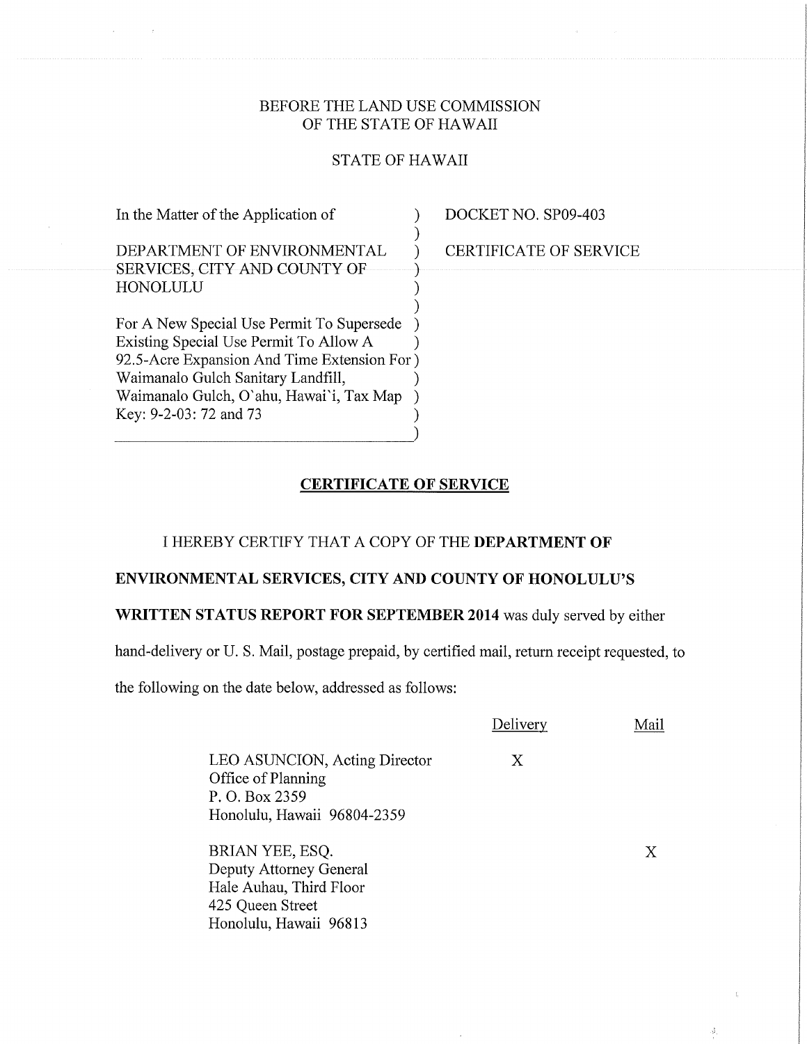BEFORE THE LAND USE COMMISSION
OF THE STATE OF HAWAII

STATE OF HAWAII

| | |
|---|---|
| In the Matter of the Application of<br><br>DEPARTMENT OF ENVIRONMENTAL SERVICES, CITY AND COUNTY OF HONOLULU<br><br>For A New Special Use Permit To Supersede Existing Special Use Permit To Allow A 92.5-Acre Expansion And Time Extension For Waimanalo Gulch Sanitary Landfill, Waimanalo Gulch, O`ahu, Hawai`i, Tax Map Key: 9-2-03: 72 and 73 | DOCKET NO. SP09-403<br><br>CERTIFICATE OF SERVICE |

## CERTIFICATE OF SERVICE

I HEREBY CERTIFY THAT A COPY OF THE **DEPARTMENT OF ENVIRONMENTAL SERVICES, CITY AND COUNTY OF HONOLULU'S WRITTEN STATUS REPORT FOR SEPTEMBER 2014** was duly served by either hand-delivery or U. S. Mail, postage prepaid, by certified mail, return receipt requested, to the following on the date below, addressed as follows:

| | Delivery | Mail |
|---|---|---|
| LEO ASUNCION, Acting Director<br>Office of Planning<br>P. O. Box 2359<br>Honolulu, Hawaii 96804-2359 | X | |
| BRIAN YEE, ESQ.<br>Deputy Attorney General<br>Hale Auhau, Third Floor<br>425 Queen Street<br>Honolulu, Hawaii 96813 | | X |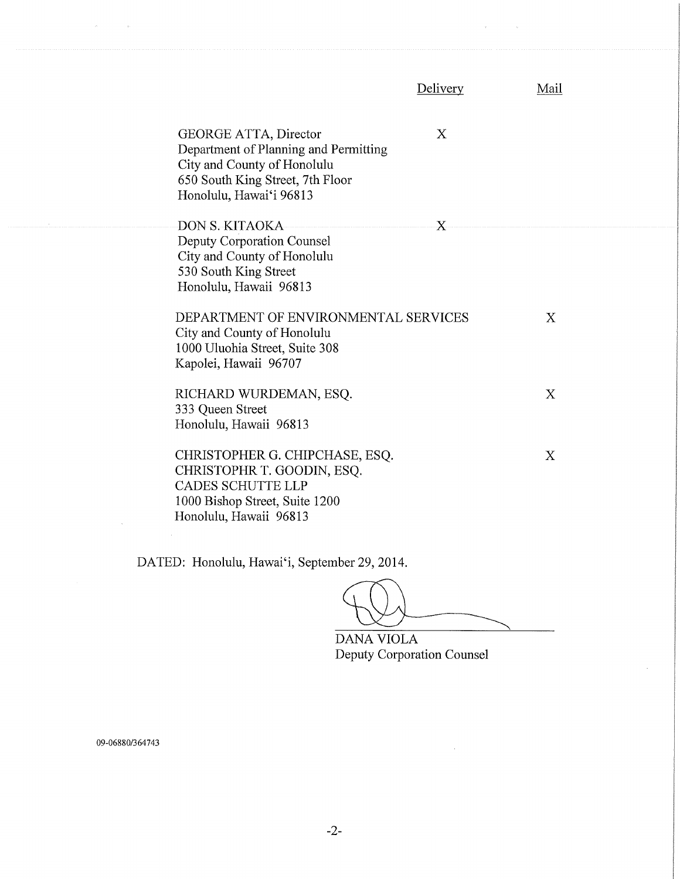| | Delivery | Mail |
|---|---|---|
| GEORGE ATTA, Director<br>Department of Planning and Permitting<br>City and County of Honolulu<br>650 South King Street, 7th Floor<br>Honolulu, Hawai'i 96813 | X | |
| DON S. KITAOKA<br>Deputy Corporation Counsel<br>City and County of Honolulu<br>530 South King Street<br>Honolulu, Hawaii 96813 | X | |
| DEPARTMENT OF ENVIRONMENTAL SERVICES<br>City and County of Honolulu<br>1000 Uluohia Street, Suite 308<br>Kapolei, Hawaii 96707 | | X |
| RICHARD WURDEMAN, ESQ.<br>333 Queen Street<br>Honolulu, Hawaii 96813 | | X |
| CHRISTOPHER G. CHIPCHASE, ESQ.<br>CHRISTOPHR T. GOODIN, ESQ.<br>CADES SCHUTTE LLP<br>1000 Bishop Street, Suite 1200<br>Honolulu, Hawaii 96813 | | X |

DATED: Honolulu, Hawai'i, September 29, 2014.

DANA VIOLA
Deputy Corporation Counsel

09-06880/364743